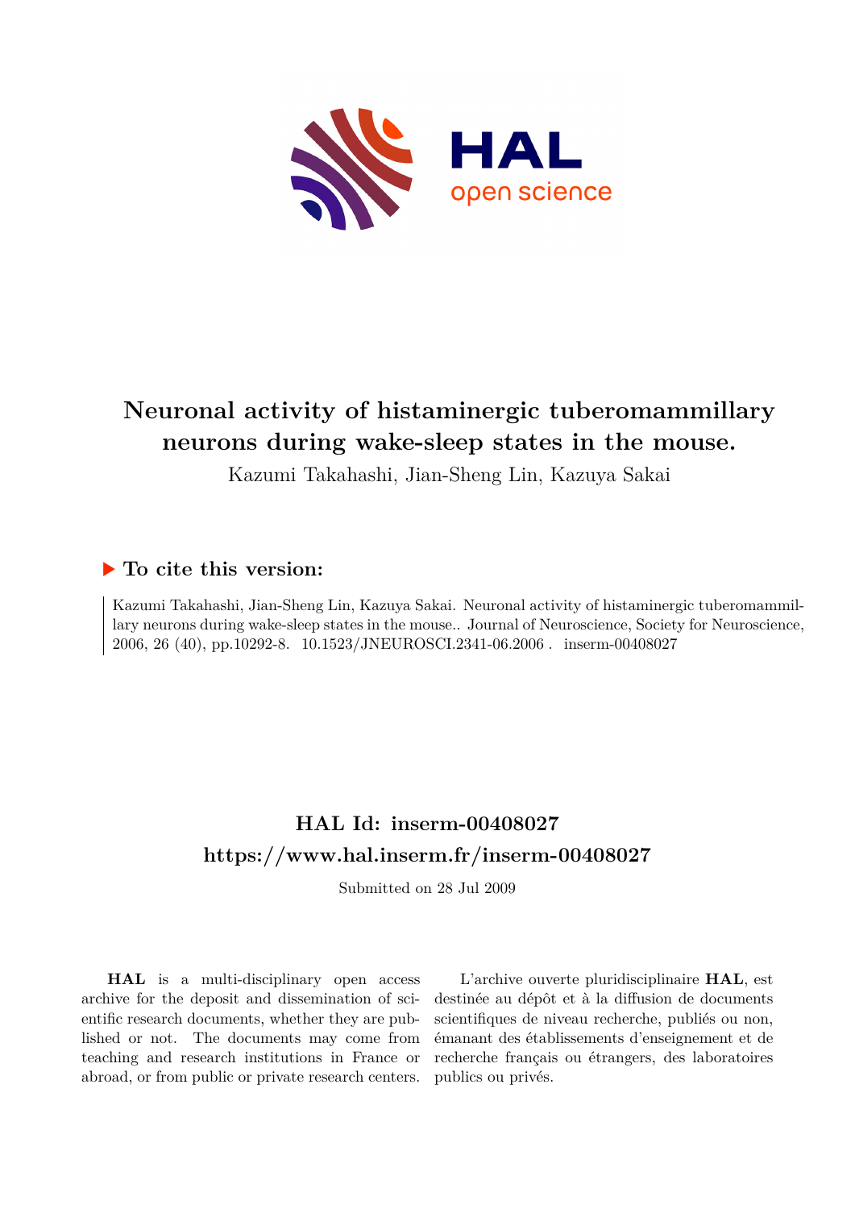# Neuronal activity of histaminergic tuberomammillary neurons during wake-sleep states in the mouse.

Kazumi Takahashi, Jian-Sheng Lin, Kazuya Sakai

## To cite this version:

Kazumi Takahashi, Jian-Sheng Lin, Kazuya Sakai. Neuronal activity of histaminergic tuberomammillary neurons during wake-sleep states in the mouse.. Journal of Neuroscience, Society for Neuroscience, 2006, 26 (40), pp.10292-8. 10.1523/JNEUROSCI.2341-06.2006 . inserm-00408027

## HAL Id: inserm-00408027

## https://www.hal.inserm.fr/inserm-00408027

Submitted on 28 Jul 2009

**HAL** is a multi-disciplinary open access archive for the deposit and dissemination of scientific research documents, whether they are published or not. The documents may come from teaching and research institutions in France or abroad, or from public or private research centers.

L'archive ouverte pluridisciplinaire **HAL**, est destinée au dépôt et à la diffusion de documents scientifiques de niveau recherche, publiés ou non, émanant des établissements d'enseignement et de recherche français ou étrangers, des laboratoires publics ou privés.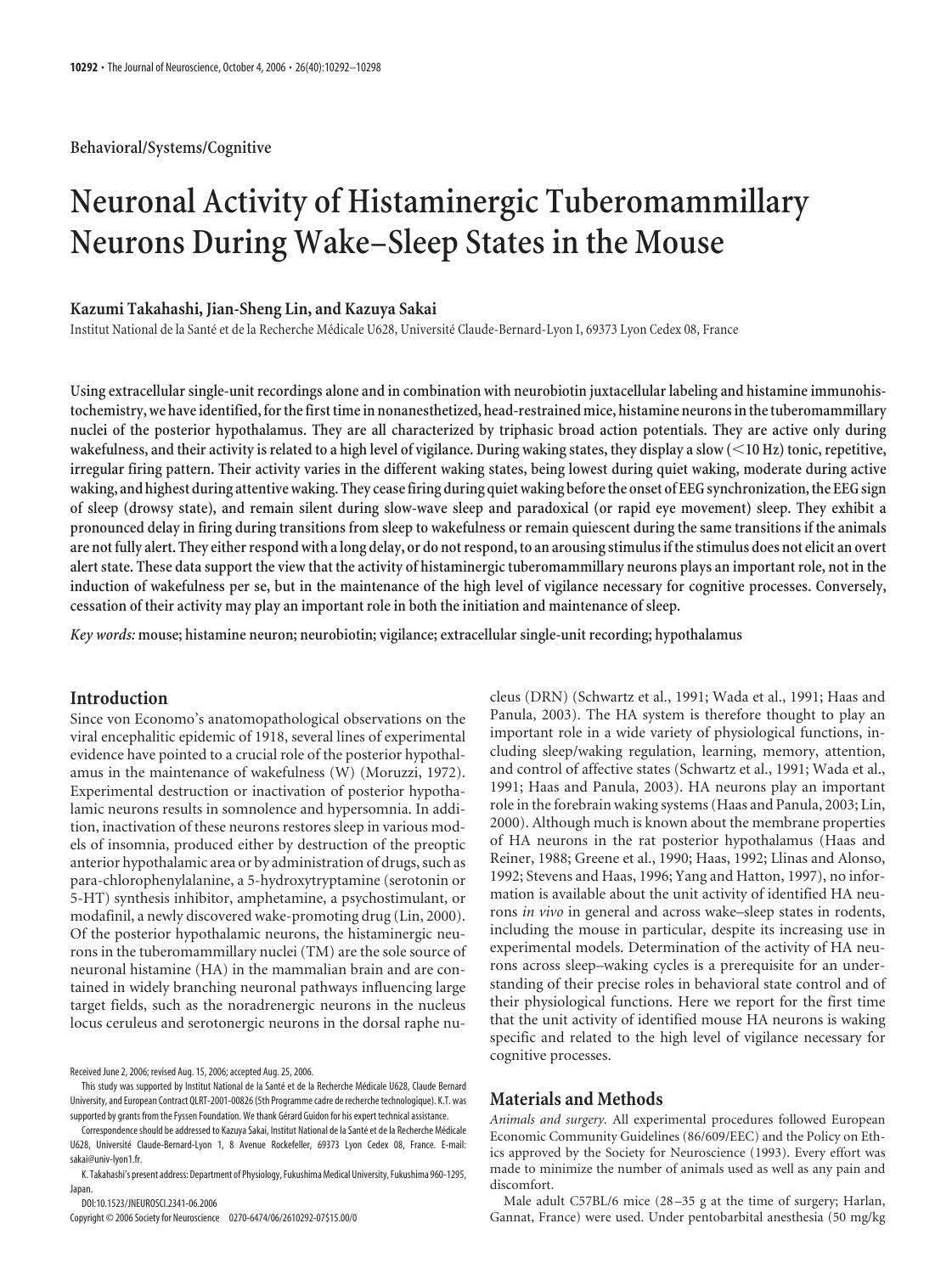Behavioral/Systems/Cognitive

# Neuronal Activity of Histaminergic Tuberomammillary Neurons During Wake–Sleep States in the Mouse

**Kazumi Takahashi, Jian-Sheng Lin, and Kazuya Sakai**

Institut National de la Santé et de la Recherche Médicale U628, Université Claude-Bernard-Lyon I, 69373 Lyon Cedex 08, France

**Using extracellular single-unit recordings alone and in combination with neurobiotin juxtacellular labeling and histamine immunohistochemistry, we have identified, for the first time in nonanesthetized, head-restrained mice, histamine neurons in the tuberomammillary nuclei of the posterior hypothalamus. They are all characterized by triphasic broad action potentials. They are active only during wakefulness, and their activity is related to a high level of vigilance. During waking states, they display a slow (<10 Hz) tonic, repetitive, irregular firing pattern. Their activity varies in the different waking states, being lowest during quiet waking, moderate during active waking, and highest during attentive waking. They cease firing during quiet waking before the onset of EEG synchronization, the EEG sign of sleep (drowsy state), and remain silent during slow-wave sleep and paradoxical (or rapid eye movement) sleep. They exhibit a pronounced delay in firing during transitions from sleep to wakefulness or remain quiescent during the same transitions if the animals are not fully alert. They either respond with a long delay, or do not respond, to an arousing stimulus if the stimulus does not elicit an overt alert state. These data support the view that the activity of histaminergic tuberomammillary neurons plays an important role, not in the induction of wakefulness per se, but in the maintenance of the high level of vigilance necessary for cognitive processes. Conversely, cessation of their activity may play an important role in both the initiation and maintenance of sleep.**

*Key words:* **mouse; histamine neuron; neurobiotin; vigilance; extracellular single-unit recording; hypothalamus**

## Introduction

Since von Economo's anatomopathological observations on the viral encephalitic epidemic of 1918, several lines of experimental evidence have pointed to a crucial role of the posterior hypothalamus in the maintenance of wakefulness (W) (Moruzzi, 1972). Experimental destruction or inactivation of posterior hypothalamic neurons results in somnolence and hypersomnia. In addition, inactivation of these neurons restores sleep in various models of insomnia, produced either by destruction of the preoptic anterior hypothalamic area or by administration of drugs, such as para-chlorophenylalanine, a 5-hydroxytryptamine (serotonin or 5-HT) synthesis inhibitor, amphetamine, a psychostimulant, or modafinil, a newly discovered wake-promoting drug (Lin, 2000). Of the posterior hypothalamic neurons, the histaminergic neurons in the tuberomammillary nuclei (TM) are the sole source of neuronal histamine (HA) in the mammalian brain and are contained in widely branching neuronal pathways influencing large target fields, such as the noradrenergic neurons in the nucleus locus ceruleus and serotonergic neurons in the dorsal raphe nucleus (DRN) (Schwartz et al., 1991; Wada et al., 1991; Haas and Panula, 2003). The HA system is therefore thought to play an important role in a wide variety of physiological functions, including sleep/waking regulation, learning, memory, attention, and control of affective states (Schwartz et al., 1991; Wada et al., 1991; Haas and Panula, 2003). HA neurons play an important role in the forebrain waking systems (Haas and Panula, 2003; Lin, 2000). Although much is known about the membrane properties of HA neurons in the rat posterior hypothalamus (Haas and Reiner, 1988; Greene et al., 1990; Haas, 1992; Llinas and Alonso, 1992; Stevens and Haas, 1996; Yang and Hatton, 1997), no information is available about the unit activity of identified HA neurons *in vivo* in general and across wake–sleep states in rodents, including the mouse in particular, despite its increasing use in experimental models. Determination of the activity of HA neurons across sleep–waking cycles is a prerequisite for an understanding of their precise roles in behavioral state control and of their physiological functions. Here we report for the first time that the unit activity of identified mouse HA neurons is waking specific and related to the high level of vigilance necessary for cognitive processes.

Received June 2, 2006; revised Aug. 15, 2006; accepted Aug. 25, 2006.

This study was supported by Institut National de la Santé et de la Recherche Médicale U628, Claude Bernard University, and European Contract QLRT-2001-00826 (5th Programme cadre de recherche technologique). K.T. was supported by grants from the Fyssen Foundation. We thank Gérard Guidon for his expert technical assistance.

Correspondence should be addressed to Kazuya Sakai, Institut National de la Santé et de la Recherche Médicale U628, Université Claude-Bernard-Lyon 1, 8 Avenue Rockefeller, 69373 Lyon Cedex 08, France. E-mail: sakai@univ-lyon1.fr.

K. Takahashi's present address: Department of Physiology, Fukushima Medical University, Fukushima 960-1295, Japan.

DOI:10.1523/JNEUROSCI.2341-06.2006

Copyright © 2006 Society for Neuroscience 0270-6474/06/2610292-07$15.00/0

## Materials and Methods

*Animals and surgery.* All experimental procedures followed European Economic Community Guidelines (86/609/EEC) and the Policy on Ethics approved by the Society for Neuroscience (1993). Every effort was made to minimize the number of animals used as well as any pain and discomfort.

Male adult C57BL/6 mice (28–35 g at the time of surgery; Harlan, Gannat, France) were used. Under pentobarbital anesthesia (50 mg/kg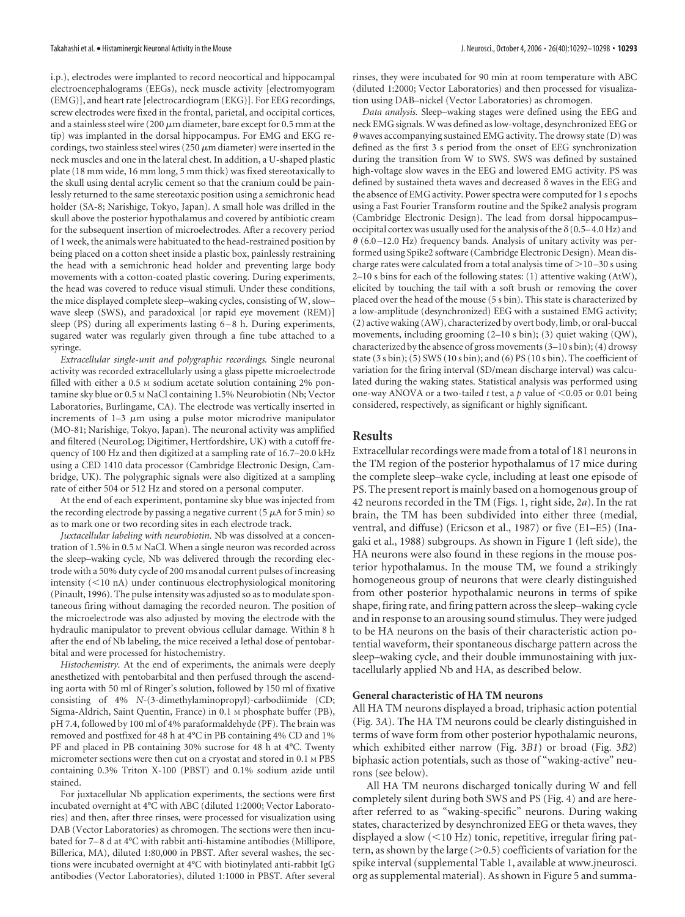i.p.), electrodes were implanted to record neocortical and hippocampal electroencephalograms (EEGs), neck muscle activity [electromyogram (EMG)], and heart rate [electrocardiogram (EKG)]. For EEG recordings, screw electrodes were fixed in the frontal, parietal, and occipital cortices, and a stainless steel wire (200 μm diameter, bare except for 0.5 mm at the tip) was implanted in the dorsal hippocampus. For EMG and EKG recordings, two stainless steel wires (250 μm diameter) were inserted in the neck muscles and one in the lateral chest. In addition, a U-shaped plastic plate (18 mm wide, 16 mm long, 5 mm thick) was fixed stereotaxically to the skull using dental acrylic cement so that the cranium could be painlessly returned to the same stereotaxic position using a semichronic head holder (SA-8; Narishige, Tokyo, Japan). A small hole was drilled in the skull above the posterior hypothalamus and covered by antibiotic cream for the subsequent insertion of microelectrodes. After a recovery period of 1 week, the animals were habituated to the head-restrained position by being placed on a cotton sheet inside a plastic box, painlessly restraining the head with a semichronic head holder and preventing large body movements with a cotton-coated plastic covering. During experiments, the head was covered to reduce visual stimuli. Under these conditions, the mice displayed complete sleep–waking cycles, consisting of W, slow-wave sleep (SWS), and paradoxical [or rapid eye movement (REM)] sleep (PS) during all experiments lasting 6–8 h. During experiments, sugared water was regularly given through a fine tube attached to a syringe.

*Extracellular single-unit and polygraphic recordings.* Single neuronal activity was recorded extracellularly using a glass pipette microelectrode filled with either a 0.5 M sodium acetate solution containing 2% pontamine sky blue or 0.5 M NaCl containing 1.5% Neurobiotin (Nb; Vector Laboratories, Burlingame, CA). The electrode was vertically inserted in increments of 1–3 μm using a pulse motor microdrive manipulator (MO-81; Narishige, Tokyo, Japan). The neuronal activity was amplified and filtered (NeuroLog; Digitimer, Hertfordshire, UK) with a cutoff frequency of 100 Hz and then digitized at a sampling rate of 16.7–20.0 kHz using a CED 1410 data processor (Cambridge Electronic Design, Cambridge, UK). The polygraphic signals were also digitized at a sampling rate of either 504 or 512 Hz and stored on a personal computer.

At the end of each experiment, pontamine sky blue was injected from the recording electrode by passing a negative current (5 μA for 5 min) so as to mark one or two recording sites in each electrode track.

*Juxtacellular labeling with neurobiotin.* Nb was dissolved at a concentration of 1.5% in 0.5 M NaCl. When a single neuron was recorded across the sleep–waking cycle, Nb was delivered through the recording electrode with a 50% duty cycle of 200 ms anodal current pulses of increasing intensity (<10 nA) under continuous electrophysiological monitoring (Pinault, 1996). The pulse intensity was adjusted so as to modulate spontaneous firing without damaging the recorded neuron. The position of the microelectrode was also adjusted by moving the electrode with the hydraulic manipulator to prevent obvious cellular damage. Within 8 h after the end of Nb labeling, the mice received a lethal dose of pentobarbital and were processed for histochemistry.

*Histochemistry.* At the end of experiments, the animals were deeply anesthetized with pentobarbital and then perfused through the ascending aorta with 50 ml of Ringer's solution, followed by 150 ml of fixative consisting of 4% *N*-(3-dimethylaminopropyl)-carbodiimide (CD; Sigma-Aldrich, Saint Quentin, France) in 0.1 M phosphate buffer (PB), pH 7.4, followed by 100 ml of 4% paraformaldehyde (PF). The brain was removed and postfixed for 48 h at 4°C in PB containing 4% CD and 1% PF and placed in PB containing 30% sucrose for 48 h at 4°C. Twenty micrometer sections were then cut on a cryostat and stored in 0.1 M PBS containing 0.3% Triton X-100 (PBST) and 0.1% sodium azide until stained.

For juxtacellular Nb application experiments, the sections were first incubated overnight at 4°C with ABC (diluted 1:2000; Vector Laboratories) and then, after three rinses, were processed for visualization using DAB (Vector Laboratories) as chromogen. The sections were then incubated for 7–8 d at 4°C with rabbit anti-histamine antibodies (Millipore, Billerica, MA), diluted 1:80,000 in PBST. After several washes, the sections were incubated overnight at 4°C with biotinylated anti-rabbit IgG antibodies (Vector Laboratories), diluted 1:1000 in PBST. After several rinses, they were incubated for 90 min at room temperature with ABC (diluted 1:2000; Vector Laboratories) and then processed for visualization using DAB–nickel (Vector Laboratories) as chromogen.

*Data analysis.* Sleep–waking stages were defined using the EEG and neck EMG signals. W was defined as low-voltage, desynchronized EEG or θ waves accompanying sustained EMG activity. The drowsy state (D) was defined as the first 3 s period from the onset of EEG synchronization during the transition from W to SWS. SWS was defined by sustained high-voltage slow waves in the EEG and lowered EMG activity. PS was defined by sustained theta waves and decreased δ waves in the EEG and the absence of EMG activity. Power spectra were computed for 1 s epochs using a Fast Fourier Transform routine and the Spike2 analysis program (Cambridge Electronic Design). The lead from dorsal hippocampus–occipital cortex was usually used for the analysis of the δ (0.5–4.0 Hz) and θ (6.0–12.0 Hz) frequency bands. Analysis of unitary activity was performed using Spike2 software (Cambridge Electronic Design). Mean discharge rates were calculated from a total analysis time of >10–30 s using 2–10 s bins for each of the following states: (1) attentive waking (AtW), elicited by touching the tail with a soft brush or removing the cover placed over the head of the mouse (5 s bin). This state is characterized by a low-amplitude (desynchronized) EEG with a sustained EMG activity; (2) active waking (AW), characterized by overt body, limb, or oral-buccal movements, including grooming (2–10 s bin); (3) quiet waking (QW), characterized by the absence of gross movements (3–10 s bin); (4) drowsy state (3 s bin); (5) SWS (10 s bin); and (6) PS (10 s bin). The coefficient of variation for the firing interval (SD/mean discharge interval) was calculated during the waking states. Statistical analysis was performed using one-way ANOVA or a two-tailed *t* test, a *p* value of <0.05 or 0.01 being considered, respectively, as significant or highly significant.

## Results

Extracellular recordings were made from a total of 181 neurons in the TM region of the posterior hypothalamus of 17 mice during the complete sleep–wake cycle, including at least one episode of PS. The present report is mainly based on a homogenous group of 42 neurons recorded in the TM (Figs. 1, right side, 2*a*). In the rat brain, the TM has been subdivided into either three (medial, ventral, and diffuse) (Ericson et al., 1987) or five (E1–E5) (Inagaki et al., 1988) subgroups. As shown in Figure 1 (left side), the HA neurons were also found in these regions in the mouse posterior hypothalamus. In the mouse TM, we found a strikingly homogeneous group of neurons that were clearly distinguished from other posterior hypothalamic neurons in terms of spike shape, firing rate, and firing pattern across the sleep–waking cycle and in response to an arousing sound stimulus. They were judged to be HA neurons on the basis of their characteristic action potential waveform, their spontaneous discharge pattern across the sleep–waking cycle, and their double immunostaining with juxtacellularly applied Nb and HA, as described below.

### General characteristic of HA TM neurons

All HA TM neurons displayed a broad, triphasic action potential (Fig. 3*A*). The HA TM neurons could be clearly distinguished in terms of wave form from other posterior hypothalamic neurons, which exhibited either narrow (Fig. 3*B1*) or broad (Fig. 3*B2*) biphasic action potentials, such as those of "waking-active" neurons (see below).

All HA TM neurons discharged tonically during W and fell completely silent during both SWS and PS (Fig. 4) and are hereafter referred to as "waking-specific" neurons. During waking states, characterized by desynchronized EEG or theta waves, they displayed a slow (<10 Hz) tonic, repetitive, irregular firing pattern, as shown by the large (>0.5) coefficients of variation for the spike interval (supplemental Table 1, available at www.jneurosci.org as supplemental material). As shown in Figure 5 and summa-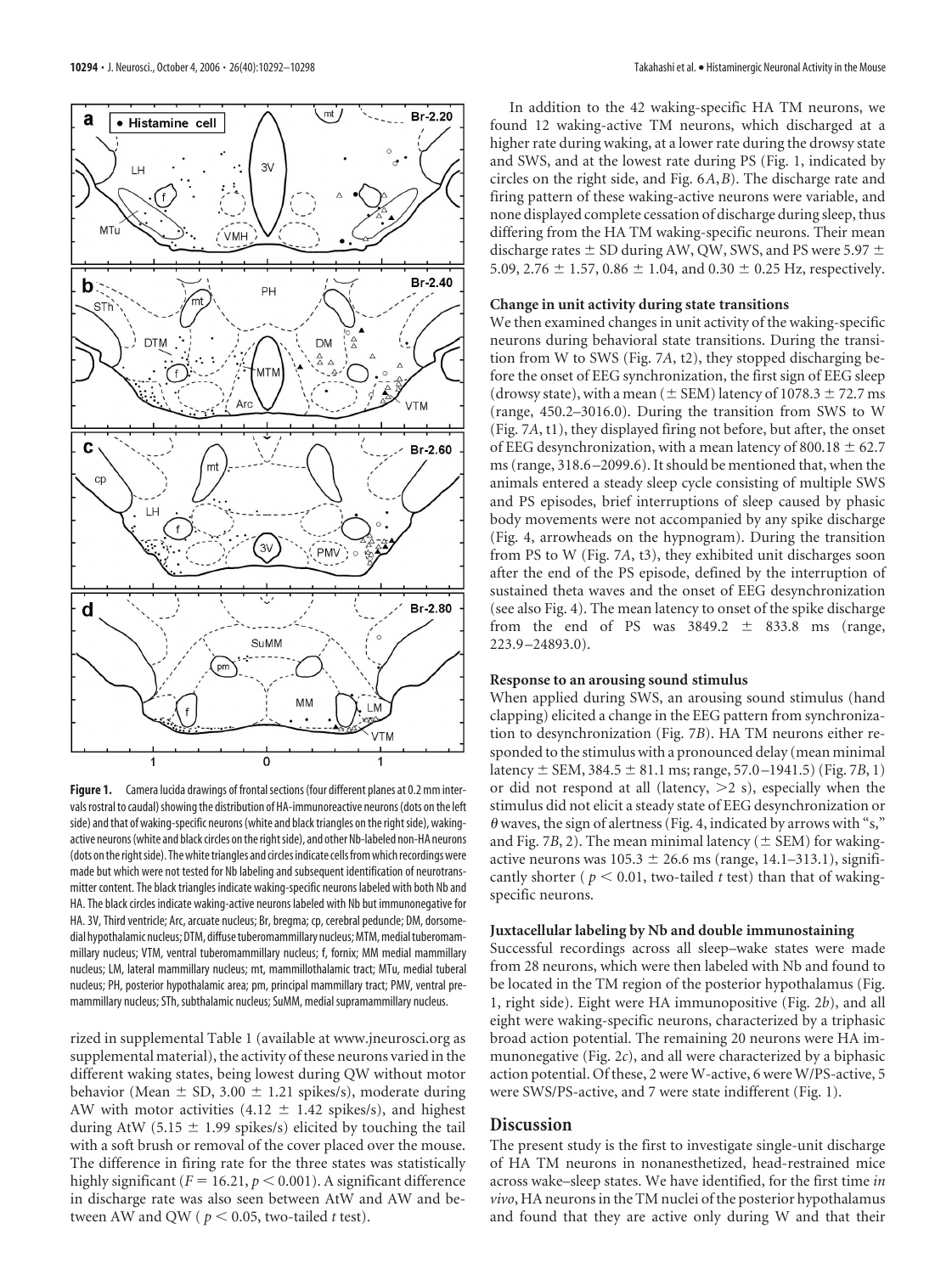**Figure 1.** Camera lucida drawings of frontal sections (four different planes at 0.2 mm intervals rostral to caudal) showing the distribution of HA-immunoreactive neurons (dots on the left side) and that of waking-specific neurons (white and black triangles on the right side), waking-active neurons (white and black circles on the right side), and other Nb-labeled non-HA neurons (dots on the right side). The white triangles and circles indicate cells from which recordings were made but which were not tested for Nb labeling and subsequent identification of neurotransmitter content. The black triangles indicate waking-specific neurons labeled with both Nb and HA. The black circles indicate waking-active neurons labeled with Nb but immunonegative for HA. 3V, Third ventricle; Arc, arcuate nucleus; Br, bregma; cp, cerebral peduncle; DM, dorsomedial hypothalamic nucleus; DTM, diffuse tuberomammillary nucleus; MTM, medial tuberomammillary nucleus; VTM, ventral tuberomammillary nucleus; f, fornix; MM medial mammillary nucleus; LM, lateral mammillary nucleus; mt, mammillothalamic tract; MTu, medial tuberal nucleus; PH, posterior hypothalamic area; pm, principal mammillary tract; PMV, ventral premammillary nucleus; STh, subthalamic nucleus; SuMM, medial supramammillary nucleus.

rized in supplemental Table 1 (available at www.jneurosci.org as supplemental material), the activity of these neurons varied in the different waking states, being lowest during QW without motor behavior (Mean ± SD, 3.00 ± 1.21 spikes/s), moderate during AW with motor activities (4.12 ± 1.42 spikes/s), and highest during AtW (5.15 ± 1.99 spikes/s) elicited by touching the tail with a soft brush or removal of the cover placed over the mouse. The difference in firing rate for the three states was statistically highly significant ($F = 16.21$, $p < 0.001$). A significant difference in discharge rate was also seen between AtW and AW and between AW and QW ($p < 0.05$, two-tailed $t$ test).

In addition to the 42 waking-specific HA TM neurons, we found 12 waking-active TM neurons, which discharged at a higher rate during waking, at a lower rate during the drowsy state and SWS, and at the lowest rate during PS (Fig. 1, indicated by circles on the right side, and Fig. 6*A*,*B*). The discharge rate and firing pattern of these waking-active neurons were variable, and none displayed complete cessation of discharge during sleep, thus differing from the HA TM waking-specific neurons. Their mean discharge rates ± SD during AW, QW, SWS, and PS were 5.97 ± 5.09, 2.76 ± 1.57, 0.86 ± 1.04, and 0.30 ± 0.25 Hz, respectively.

#### Change in unit activity during state transitions

We then examined changes in unit activity of the waking-specific neurons during behavioral state transitions. During the transition from W to SWS (Fig. 7*A*, t2), they stopped discharging before the onset of EEG synchronization, the first sign of EEG sleep (drowsy state), with a mean (± SEM) latency of 1078.3 ± 72.7 ms (range, 450.2–3016.0). During the transition from SWS to W (Fig. 7*A*, t1), they displayed firing not before, but after, the onset of EEG desynchronization, with a mean latency of 800.18 ± 62.7 ms (range, 318.6–2099.6). It should be mentioned that, when the animals entered a steady sleep cycle consisting of multiple SWS and PS episodes, brief interruptions of sleep caused by phasic body movements were not accompanied by any spike discharge (Fig. 4, arrowheads on the hypnogram). During the transition from PS to W (Fig. 7*A*, t3), they exhibited unit discharges soon after the end of the PS episode, defined by the interruption of sustained theta waves and the onset of EEG desynchronization (see also Fig. 4). The mean latency to onset of the spike discharge from the end of PS was 3849.2 ± 833.8 ms (range, 223.9–24893.0).

#### Response to an arousing sound stimulus

When applied during SWS, an arousing sound stimulus (hand clapping) elicited a change in the EEG pattern from synchronization to desynchronization (Fig. 7*B*). HA TM neurons either responded to the stimulus with a pronounced delay (mean minimal latency ± SEM, 384.5 ± 81.1 ms; range, 57.0–1941.5) (Fig. 7*B*, 1) or did not respond at all (latency, >2 s), especially when the stimulus did not elicit a steady state of EEG desynchronization or $\theta$ waves, the sign of alertness (Fig. 4, indicated by arrows with "s," and Fig. 7*B*, 2). The mean minimal latency (± SEM) for waking-active neurons was 105.3 ± 26.6 ms (range, 14.1–313.1), significantly shorter ($p < 0.01$, two-tailed $t$ test) than that of waking-specific neurons.

#### Juxtacellular labeling by Nb and double immunostaining

Successful recordings across all sleep–wake states were made from 28 neurons, which were then labeled with Nb and found to be located in the TM region of the posterior hypothalamus (Fig. 1, right side). Eight were HA immunopositive (Fig. 2*b*), and all eight were waking-specific neurons, characterized by a triphasic broad action potential. The remaining 20 neurons were HA immunonegative (Fig. 2*c*), and all were characterized by a biphasic action potential. Of these, 2 were W-active, 6 were W/PS-active, 5 were SWS/PS-active, and 7 were state indifferent (Fig. 1).

## Discussion

The present study is the first to investigate single-unit discharge of HA TM neurons in nonanesthetized, head-restrained mice across wake–sleep states. We have identified, for the first time *in vivo*, HA neurons in the TM nuclei of the posterior hypothalamus and found that they are active only during W and that their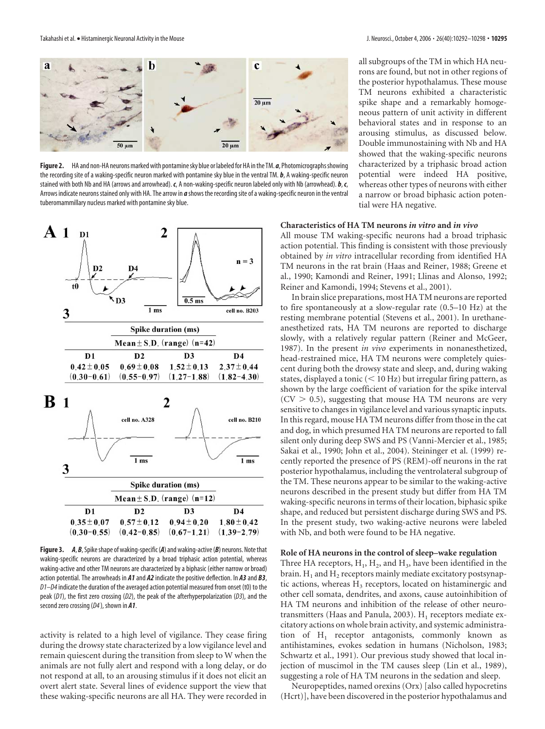**Figure 2.** HA and non-HA neurons marked with pontamine sky blue or labeled for HA in the TM. ***a***, Photomicrographs showing the recording site of a waking-specific neuron marked with pontamine sky blue in the ventral TM. ***b***, A waking-specific neuron stained with both Nb and HA (arrows and arrowhead). ***c***, A non-waking-specific neuron labeled only with Nb (arrowhead). ***b***, ***c***, Arrows indicate neurons stained only with HA. The arrow in ***a*** shows the recording site of a waking-specific neuron in the ventral tuberomammillary nucleus marked with pontamine sky blue.

**A3**

| Spike duration (ms) | | | |
|---|---|---|---|
| Mean ± S.D. (range) (n=42) | | | |
| D1 | D2 | D3 | D4 |
| 0.42 ± 0.05 (0.30–0.61) | 0.69 ± 0.08 (0.55–0.97) | 1.52 ± 0.13 (1.27–1.88) | 2.37 ± 0.44 (1.82–4.30) |

**B3**

| Spike duration (ms) | | | |
|---|---|---|---|
| Mean ± S.D. (range) (n=12) | | | |
| D1 | D2 | D3 | D4 |
| 0.35 ± 0.07 (0.30–0.55) | 0.57 ± 0.12 (0.42–0.85) | 0.94 ± 0.20 (0.67–1.21) | 1.80 ± 0.42 (1.39–2.79) |

**Figure 3.** ***A***, ***B***, Spike shape of waking-specific (***A***) and waking-active (***B***) neurons. Note that waking-specific neurons are characterized by a broad triphasic action potential, whereas waking-active and other TM neurons are characterized by a biphasic (either narrow or broad) action potential. The arrowheads in ***A1*** and ***A2*** indicate the positive deflection. In ***A3*** and ***B3***, *D1–D4* indicate the duration of the averaged action potential measured from onset (t0) to the peak (*D1*), the first zero crossing (*D2*), the peak of the afterhyperpolarization (*D3*), and the second zero crossing (*D4*), shown in ***A1***.

activity is related to a high level of vigilance. They cease firing during the drowsy state characterized by a low vigilance level and remain quiescent during the transition from sleep to W when the animals are not fully alert and respond with a long delay, or do not respond at all, to an arousing stimulus if it does not elicit an overt alert state. Several lines of evidence support the view that these waking-specific neurons are all HA. They were recorded in all subgroups of the TM in which HA neurons are found, but not in other regions of the posterior hypothalamus. These mouse TM neurons exhibited a characteristic spike shape and a remarkably homogeneous pattern of unit activity in different behavioral states and in response to an arousing stimulus, as discussed below. Double immunostaining with Nb and HA showed that the waking-specific neurons characterized by a triphasic broad action potential were indeed HA positive, whereas other types of neurons with either a narrow or broad biphasic action potential were HA negative.

### Characteristics of HA TM neurons *in vitro* and *in vivo*

All mouse TM waking-specific neurons had a broad triphasic action potential. This finding is consistent with those previously obtained by *in vitro* intracellular recording from identified HA TM neurons in the rat brain (Haas and Reiner, 1988; Greene et al., 1990; Kamondi and Reiner, 1991; Llinas and Alonso, 1992; Reiner and Kamondi, 1994; Stevens et al., 2001).

In brain slice preparations, most HA TM neurons are reported to fire spontaneously at a slow-regular rate (0.5–10 Hz) at the resting membrane potential (Stevens et al., 2001). In urethane-anesthetized rats, HA TM neurons are reported to discharge slowly, with a relatively regular pattern (Reiner and McGeer, 1987). In the present *in vivo* experiments in nonanesthetized, head-restrained mice, HA TM neurons were completely quiescent during both the drowsy state and sleep, and, during waking states, displayed a tonic (< 10 Hz) but irregular firing pattern, as shown by the large coefficient of variation for the spike interval (CV > 0.5), suggesting that mouse HA TM neurons are very sensitive to changes in vigilance level and various synaptic inputs. In this regard, mouse HA TM neurons differ from those in the cat and dog, in which presumed HA TM neurons are reported to fall silent only during deep SWS and PS (Vanni-Mercier et al., 1985; Sakai et al., 1990; John et al., 2004). Steininger et al. (1999) recently reported the presence of PS (REM)-off neurons in the rat posterior hypothalamus, including the ventrolateral subgroup of the TM. These neurons appear to be similar to the waking-active neurons described in the present study but differ from HA TM waking-specific neurons in terms of their location, biphasic spike shape, and reduced but persistent discharge during SWS and PS. In the present study, two waking-active neurons were labeled with Nb, and both were found to be HA negative.

### Role of HA neurons in the control of sleep–wake regulation

Three HA receptors, $H_1$, $H_2$, and $H_3$, have been identified in the brain. $H_1$ and $H_2$ receptors mainly mediate excitatory postsynaptic actions, whereas $H_3$ receptors, located on histaminergic and other cell somata, dendrites, and axons, cause autoinhibition of HA TM neurons and inhibition of the release of other neurotransmitters (Haas and Panula, 2003). $H_1$ receptors mediate excitatory actions on whole brain activity, and systemic administration of $H_1$ receptor antagonists, commonly known as antihistamines, evokes sedation in humans (Nicholson, 1983; Schwartz et al., 1991). Our previous study showed that local injection of muscimol in the TM causes sleep (Lin et al., 1989), suggesting a role of HA TM neurons in the sedation and sleep.

Neuropeptides, named orexins (Orx) [also called hypocretins (Hcrt)], have been discovered in the posterior hypothalamus and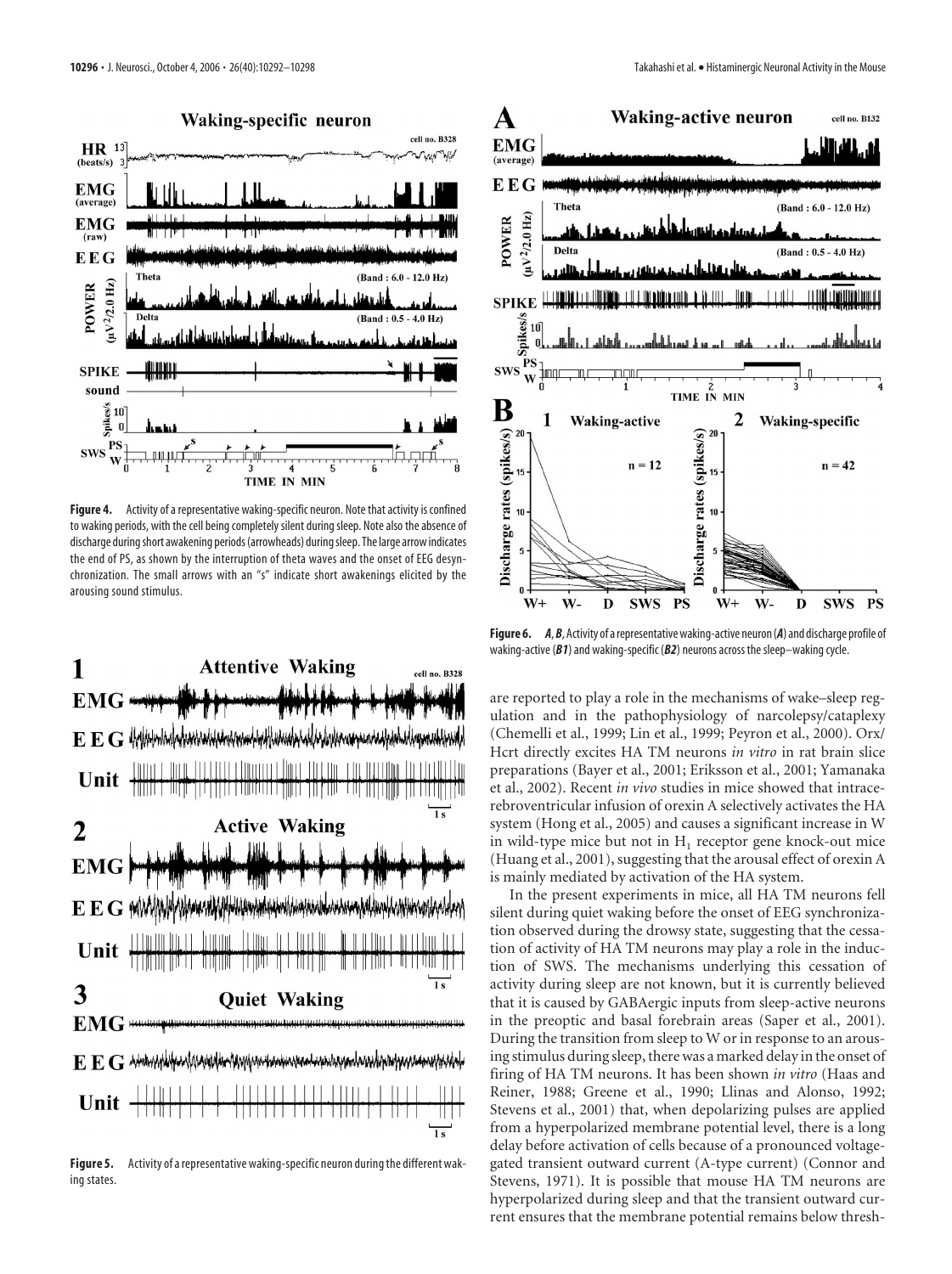**Figure 4.** Activity of a representative waking-specific neuron. Note that activity is confined to waking periods, with the cell being completely silent during sleep. Note also the absence of discharge during short awakening periods (arrowheads) during sleep. The large arrow indicates the end of PS, as shown by the interruption of theta waves and the onset of EEG desynchronization. The small arrows with an "s" indicate short awakenings elicited by the arousing sound stimulus.

**Figure 5.** Activity of a representative waking-specific neuron during the different waking states.

**Figure 6.** ***A***, ***B***, Activity of a representative waking-active neuron (***A***) and discharge profile of waking-active (***B1***) and waking-specific (***B2***) neurons across the sleep–waking cycle.

are reported to play a role in the mechanisms of wake–sleep regulation and in the pathophysiology of narcolepsy/cataplexy (Chemelli et al., 1999; Lin et al., 1999; Peyron et al., 2000). Orx/Hcrt directly excites HA TM neurons *in vitro* in rat brain slice preparations (Bayer et al., 2001; Eriksson et al., 2001; Yamanaka et al., 2002). Recent *in vivo* studies in mice showed that intracerebroventricular infusion of orexin A selectively activates the HA system (Hong et al., 2005) and causes a significant increase in W in wild-type mice but not in $H_1$ receptor gene knock-out mice (Huang et al., 2001), suggesting that the arousal effect of orexin A is mainly mediated by activation of the HA system.

In the present experiments in mice, all HA TM neurons fell silent during quiet waking before the onset of EEG synchronization observed during the drowsy state, suggesting that the cessation of activity of HA TM neurons may play a role in the induction of SWS. The mechanisms underlying this cessation of activity during sleep are not known, but it is currently believed that it is caused by GABAergic inputs from sleep-active neurons in the preoptic and basal forebrain areas (Saper et al., 2001). During the transition from sleep to W or in response to an arousing stimulus during sleep, there was a marked delay in the onset of firing of HA TM neurons. It has been shown *in vitro* (Haas and Reiner, 1988; Greene et al., 1990; Llinas and Alonso, 1992; Stevens et al., 2001) that, when depolarizing pulses are applied from a hyperpolarized membrane potential level, there is a long delay before activation of cells because of a pronounced voltage-gated transient outward current (A-type current) (Connor and Stevens, 1971). It is possible that mouse HA TM neurons are hyperpolarized during sleep and that the transient outward current ensures that the membrane potential remains below thresh-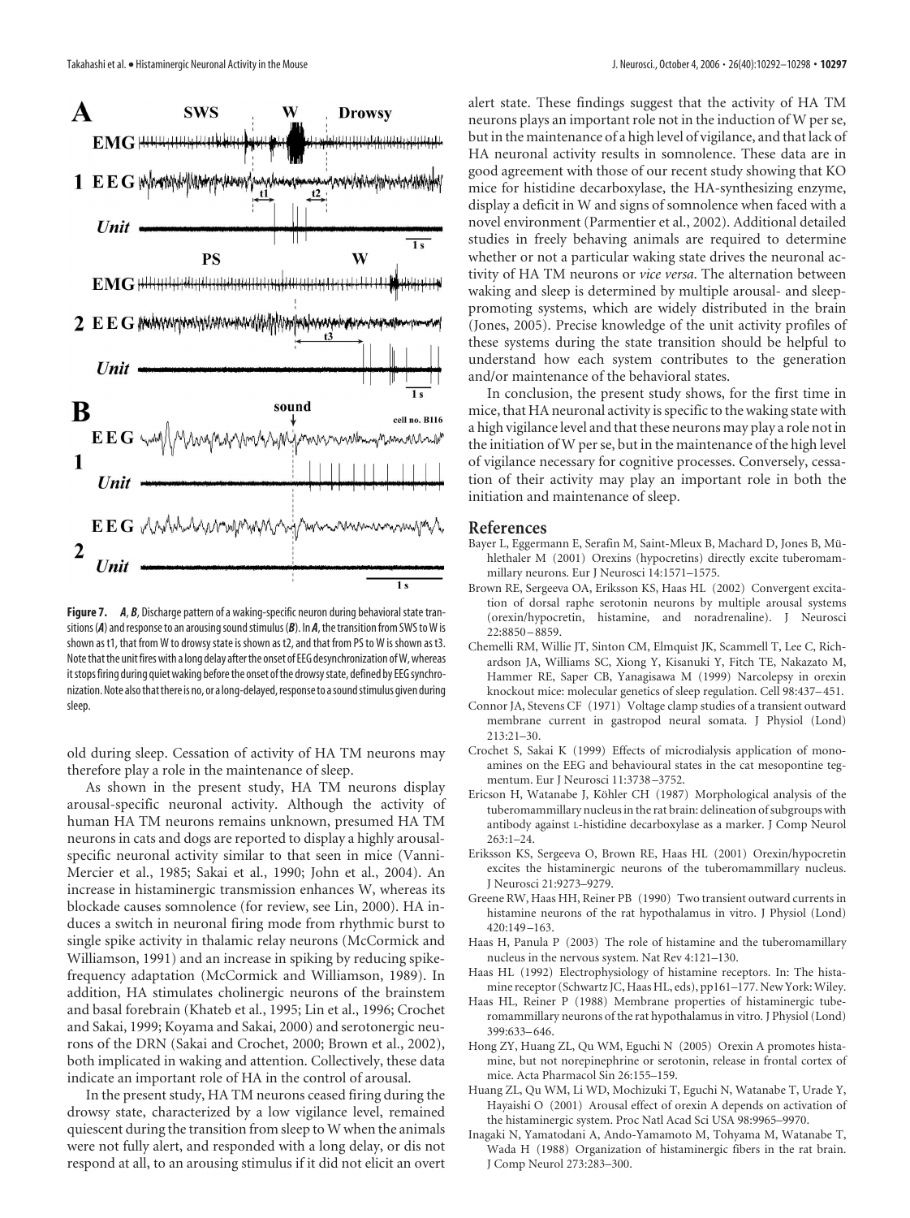A

SWS W Drowsy

EMG

1 EEG

t1 t2

Unit

1 s

PS W

EMG

2 EEG

t3

Unit

1 s

B

sound

cell no. B116

EEG

1

Unit

EEG

2

Unit

1 s

**Figure 7.** ***A***, ***B***, Discharge pattern of a waking-specific neuron during behavioral state transitions (***A***) and response to an arousing sound stimulus (***B***). In ***A***, the transition from SWS to W is shown as t1, that from W to drowsy state is shown as t2, and that from PS to W is shown as t3. Note that the unit fires with a long delay after the onset of EEG desynchronization of W, whereas it stops firing during quiet waking before the onset of the drowsy state, defined by EEG synchronization. Note also that there is no, or a long-delayed, response to a sound stimulus given during sleep.

old during sleep. Cessation of activity of HA TM neurons may therefore play a role in the maintenance of sleep.

As shown in the present study, HA TM neurons display arousal-specific neuronal activity. Although the activity of human HA TM neurons remains unknown, presumed HA TM neurons in cats and dogs are reported to display a highly arousal-specific neuronal activity similar to that seen in mice (Vanni-Mercier et al., 1985; Sakai et al., 1990; John et al., 2004). An increase in histaminergic transmission enhances W, whereas its blockade causes somnolence (for review, see Lin, 2000). HA induces a switch in neuronal firing mode from rhythmic burst to single spike activity in thalamic relay neurons (McCormick and Williamson, 1991) and an increase in spiking by reducing spike-frequency adaptation (McCormick and Williamson, 1989). In addition, HA stimulates cholinergic neurons of the brainstem and basal forebrain (Khateb et al., 1995; Lin et al., 1996; Crochet and Sakai, 1999; Koyama and Sakai, 2000) and serotonergic neurons of the DRN (Sakai and Crochet, 2000; Brown et al., 2002), both implicated in waking and attention. Collectively, these data indicate an important role of HA in the control of arousal.

In the present study, HA TM neurons ceased firing during the drowsy state, characterized by a low vigilance level, remained quiescent during the transition from sleep to W when the animals were not fully alert, and responded with a long delay, or dis not respond at all, to an arousing stimulus if it did not elicit an overt alert state. These findings suggest that the activity of HA TM neurons plays an important role not in the induction of W per se, but in the maintenance of a high level of vigilance, and that lack of HA neuronal activity results in somnolence. These data are in good agreement with those of our recent study showing that KO mice for histidine decarboxylase, the HA-synthesizing enzyme, display a deficit in W and signs of somnolence when faced with a novel environment (Parmentier et al., 2002). Additional detailed studies in freely behaving animals are required to determine whether or not a particular waking state drives the neuronal activity of HA TM neurons or *vice versa*. The alternation between waking and sleep is determined by multiple arousal- and sleep-promoting systems, which are widely distributed in the brain (Jones, 2005). Precise knowledge of the unit activity profiles of these systems during the state transition should be helpful to understand how each system contributes to the generation and/or maintenance of the behavioral states.

In conclusion, the present study shows, for the first time in mice, that HA neuronal activity is specific to the waking state with a high vigilance level and that these neurons may play a role not in the initiation of W per se, but in the maintenance of the high level of vigilance necessary for cognitive processes. Conversely, cessation of their activity may play an important role in both the initiation and maintenance of sleep.

## References

Bayer L, Eggermann E, Serafin M, Saint-Mleux B, Machard D, Jones B, Mühlethaler M (2001) Orexins (hypocretins) directly excite tuberomammillary neurons. Eur J Neurosci 14:1571–1575.

Brown RE, Sergeeva OA, Eriksson KS, Haas HL (2002) Convergent excitation of dorsal raphe serotonin neurons by multiple arousal systems (orexin/hypocretin, histamine, and noradrenaline). J Neurosci 22:8850–8859.

Chemelli RM, Willie JT, Sinton CM, Elmquist JK, Scammell T, Lee C, Richardson JA, Williams SC, Xiong Y, Kisanuki Y, Fitch TE, Nakazato M, Hammer RE, Saper CB, Yanagisawa M (1999) Narcolepsy in orexin knockout mice: molecular genetics of sleep regulation. Cell 98:437–451.

Connor JA, Stevens CF (1971) Voltage clamp studies of a transient outward membrane current in gastropod neural somata. J Physiol (Lond) 213:21–30.

Crochet S, Sakai K (1999) Effects of microdialysis application of monoamines on the EEG and behavioural states in the cat mesopontine tegmentum. Eur J Neurosci 11:3738–3752.

Ericson H, Watanabe J, Köhler CH (1987) Morphological analysis of the tuberomammillary nucleus in the rat brain: delineation of subgroups with antibody against L-histidine decarboxylase as a marker. J Comp Neurol 263:1–24.

Eriksson KS, Sergeeva O, Brown RE, Haas HL (2001) Orexin/hypocretin excites the histaminergic neurons of the tuberomammillary nucleus. J Neurosci 21:9273–9279.

Greene RW, Haas HH, Reiner PB (1990) Two transient outward currents in histamine neurons of the rat hypothalamus in vitro. J Physiol (Lond) 420:149–163.

Haas H, Panula P (2003) The role of histamine and the tuberomamillary nucleus in the nervous system. Nat Rev 4:121–130.

Haas HL (1992) Electrophysiology of histamine receptors. In: The histamine receptor (Schwartz JC, Haas HL, eds), pp161–177. New York: Wiley.

Haas HL, Reiner P (1988) Membrane properties of histaminergic tuberomammillary neurons of the rat hypothalamus in vitro. J Physiol (Lond) 399:633–646.

Hong ZY, Huang ZL, Qu WM, Eguchi N (2005) Orexin A promotes histamine, but not norepinephrine or serotonin, release in frontal cortex of mice. Acta Pharmacol Sin 26:155–159.

Huang ZL, Qu WM, Li WD, Mochizuki T, Eguchi N, Watanabe T, Urade Y, Hayaishi O (2001) Arousal effect of orexin A depends on activation of the histaminergic system. Proc Natl Acad Sci USA 98:9965–9970.

Inagaki N, Yamatodani A, Ando-Yamamoto M, Tohyama M, Watanabe T, Wada H (1988) Organization of histaminergic fibers in the rat brain. J Comp Neurol 273:283–300.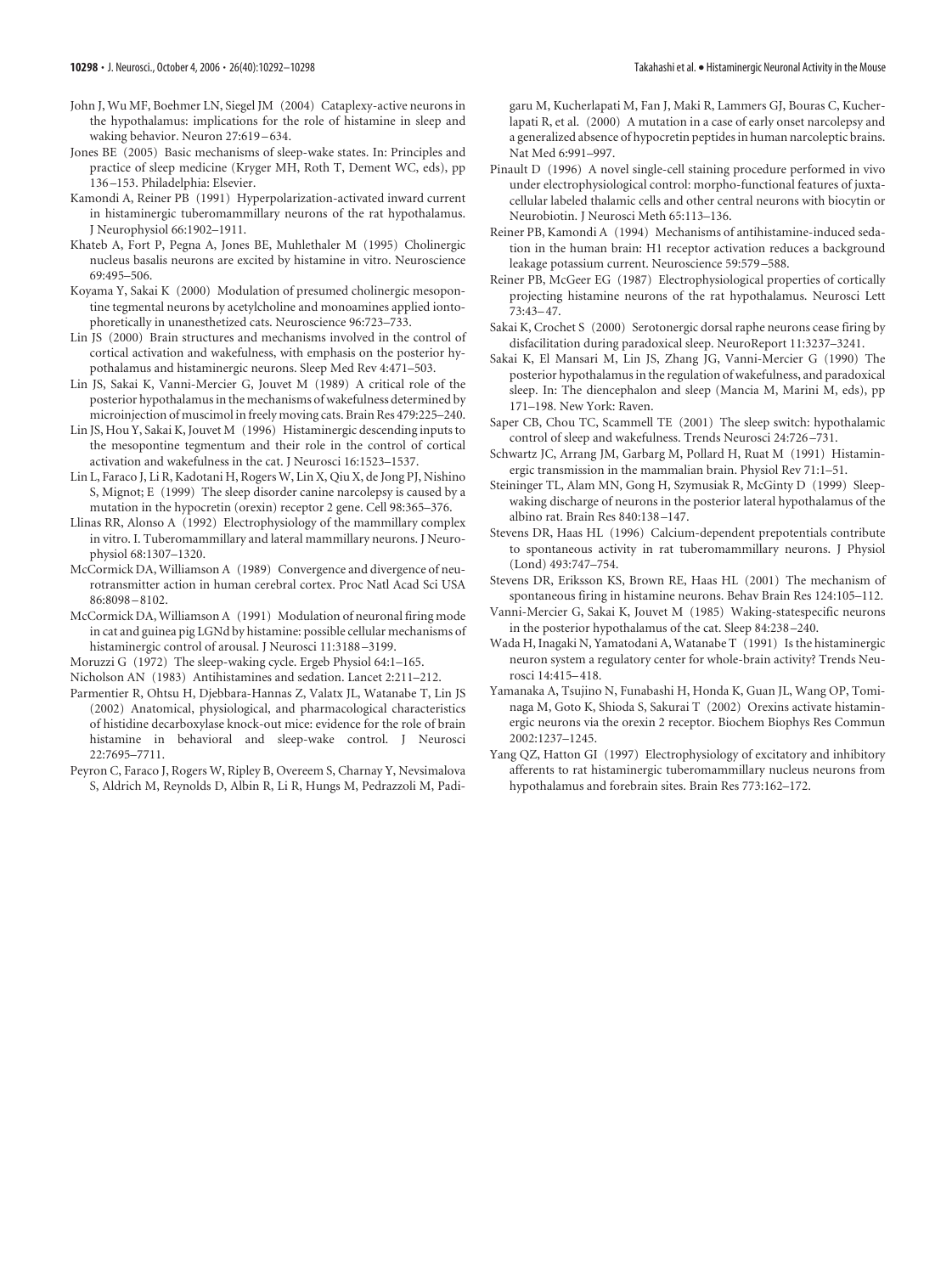John J, Wu MF, Boehmer LN, Siegel JM (2004) Cataplexy-active neurons in the hypothalamus: implications for the role of histamine in sleep and waking behavior. Neuron 27:619–634.

Jones BE (2005) Basic mechanisms of sleep-wake states. In: Principles and practice of sleep medicine (Kryger MH, Roth T, Dement WC, eds), pp 136–153. Philadelphia: Elsevier.

Kamondi A, Reiner PB (1991) Hyperpolarization-activated inward current in histaminergic tuberomammillary neurons of the rat hypothalamus. J Neurophysiol 66:1902–1911.

Khateb A, Fort P, Pegna A, Jones BE, Muhlethaler M (1995) Cholinergic nucleus basalis neurons are excited by histamine in vitro. Neuroscience 69:495–506.

Koyama Y, Sakai K (2000) Modulation of presumed cholinergic mesopontine tegmental neurons by acetylcholine and monoamines applied iontophoretically in unanesthetized cats. Neuroscience 96:723–733.

Lin JS (2000) Brain structures and mechanisms involved in the control of cortical activation and wakefulness, with emphasis on the posterior hypothalamus and histaminergic neurons. Sleep Med Rev 4:471–503.

Lin JS, Sakai K, Vanni-Mercier G, Jouvet M (1989) A critical role of the posterior hypothalamus in the mechanisms of wakefulness determined by microinjection of muscimol in freely moving cats. Brain Res 479:225–240.

Lin JS, Hou Y, Sakai K, Jouvet M (1996) Histaminergic descending inputs to the mesopontine tegmentum and their role in the control of cortical activation and wakefulness in the cat. J Neurosci 16:1523–1537.

Lin L, Faraco J, Li R, Kadotani H, Rogers W, Lin X, Qiu X, de Jong PJ, Nishino S, Mignot; E (1999) The sleep disorder canine narcolepsy is caused by a mutation in the hypocretin (orexin) receptor 2 gene. Cell 98:365–376.

Llinas RR, Alonso A (1992) Electrophysiology of the mammillary complex in vitro. I. Tuberomammillary and lateral mammillary neurons. J Neurophysiol 68:1307–1320.

McCormick DA, Williamson A (1989) Convergence and divergence of neurotransmitter action in human cerebral cortex. Proc Natl Acad Sci USA 86:8098–8102.

McCormick DA, Williamson A (1991) Modulation of neuronal firing mode in cat and guinea pig LGNd by histamine: possible cellular mechanisms of histaminergic control of arousal. J Neurosci 11:3188–3199.

Moruzzi G (1972) The sleep-waking cycle. Ergeb Physiol 64:1–165.

Nicholson AN (1983) Antihistamines and sedation. Lancet 2:211–212.

Parmentier R, Ohtsu H, Djebbara-Hannas Z, Valatx JL, Watanabe T, Lin JS (2002) Anatomical, physiological, and pharmacological characteristics of histidine decarboxylase knock-out mice: evidence for the role of brain histamine in behavioral and sleep-wake control. J Neurosci 22:7695–7711.

Peyron C, Faraco J, Rogers W, Ripley B, Overeem S, Charnay Y, Nevsimalova S, Aldrich M, Reynolds D, Albin R, Li R, Hungs M, Pedrazzoli M, Padigaru M, Kucherlapati M, Fan J, Maki R, Lammers GJ, Bouras C, Kucherlapati R, et al. (2000) A mutation in a case of early onset narcolepsy and a generalized absence of hypocretin peptides in human narcoleptic brains. Nat Med 6:991–997.

Pinault D (1996) A novel single-cell staining procedure performed in vivo under electrophysiological control: morpho-functional features of juxtacellular labeled thalamic cells and other central neurons with biocytin or Neurobiotin. J Neurosci Meth 65:113–136.

Reiner PB, Kamondi A (1994) Mechanisms of antihistamine-induced sedation in the human brain: H1 receptor activation reduces a background leakage potassium current. Neuroscience 59:579–588.

Reiner PB, McGeer EG (1987) Electrophysiological properties of cortically projecting histamine neurons of the rat hypothalamus. Neurosci Lett 73:43–47.

Sakai K, Crochet S (2000) Serotonergic dorsal raphe neurons cease firing by disfacilitation during paradoxical sleep. NeuroReport 11:3237–3241.

Sakai K, El Mansari M, Lin JS, Zhang JG, Vanni-Mercier G (1990) The posterior hypothalamus in the regulation of wakefulness, and paradoxical sleep. In: The diencephalon and sleep (Mancia M, Marini M, eds), pp 171–198. New York: Raven.

Saper CB, Chou TC, Scammell TE (2001) The sleep switch: hypothalamic control of sleep and wakefulness. Trends Neurosci 24:726–731.

Schwartz JC, Arrang JM, Garbarg M, Pollard H, Ruat M (1991) Histaminergic transmission in the mammalian brain. Physiol Rev 71:1–51.

Steininger TL, Alam MN, Gong H, Szymusiak R, McGinty D (1999) Sleep-waking discharge of neurons in the posterior lateral hypothalamus of the albino rat. Brain Res 840:138–147.

Stevens DR, Haas HL (1996) Calcium-dependent prepotentials contribute to spontaneous activity in rat tuberomammillary neurons. J Physiol (Lond) 493:747–754.

Stevens DR, Eriksson KS, Brown RE, Haas HL (2001) The mechanism of spontaneous firing in histamine neurons. Behav Brain Res 124:105–112.

Vanni-Mercier G, Sakai K, Jouvet M (1985) Waking-statespecific neurons in the posterior hypothalamus of the cat. Sleep 84:238–240.

Wada H, Inagaki N, Yamatodani A, Watanabe T (1991) Is the histaminergic neuron system a regulatory center for whole-brain activity? Trends Neurosci 14:415–418.

Yamanaka A, Tsujino N, Funabashi H, Honda K, Guan JL, Wang OP, Tominaga M, Goto K, Shioda S, Sakurai T (2002) Orexins activate histaminergic neurons via the orexin 2 receptor. Biochem Biophys Res Commun 2002:1237–1245.

Yang QZ, Hatton GI (1997) Electrophysiology of excitatory and inhibitory afferents to rat histaminergic tuberomammillary nucleus neurons from hypothalamus and forebrain sites. Brain Res 773:162–172.